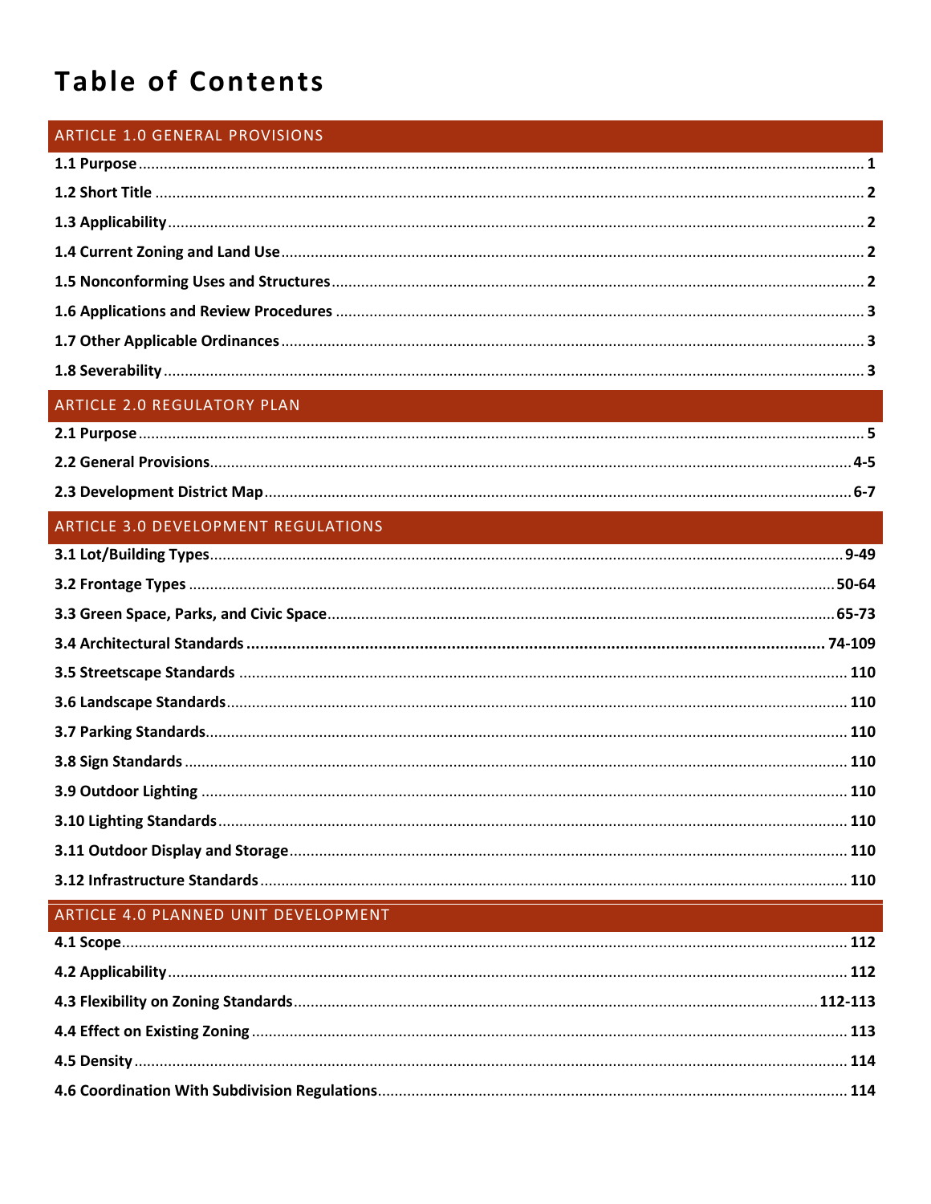# Table of Contents

## ARTICLE 1.0 GENERAL PROVISIONS

**1.1 Purpose** ..... 1

**1.2 Short Title** ..... 2

**1.3 Applicability** ..... 2

**1.4 Current Zoning and Land Use** ..... 2

**1.5 Nonconforming Uses and Structures** ..... 2

**1.6 Applications and Review Procedures** ..... 3

**1.7 Other Applicable Ordinances** ..... 3

**1.8 Severability** ..... 3

## ARTICLE 2.0 REGULATORY PLAN

**2.1 Purpose** ..... 5

**2.2 General Provisions** ..... 4-5

**2.3 Development District Map** ..... 6-7

## ARTICLE 3.0 DEVELOPMENT REGULATIONS

**3.1 Lot/Building Types** ..... 9-49

**3.2 Frontage Types** ..... 50-64

**3.3 Green Space, Parks, and Civic Space** ..... 65-73

**3.4 Architectural Standards** ..... 74-109

**3.5 Streetscape Standards** ..... 110

**3.6 Landscape Standards** ..... 110

**3.7 Parking Standards** ..... 110

**3.8 Sign Standards** ..... 110

**3.9 Outdoor Lighting** ..... 110

**3.10 Lighting Standards** ..... 110

**3.11 Outdoor Display and Storage** ..... 110

**3.12 Infrastructure Standards** ..... 110

## ARTICLE 4.0 PLANNED UNIT DEVELOPMENT

**4.1 Scope** ..... 112

**4.2 Applicability** ..... 112

**4.3 Flexibility on Zoning Standards** ..... 112-113

**4.4 Effect on Existing Zoning** ..... 113

**4.5 Density** ..... 114

**4.6 Coordination With Subdivision Regulations** ..... 114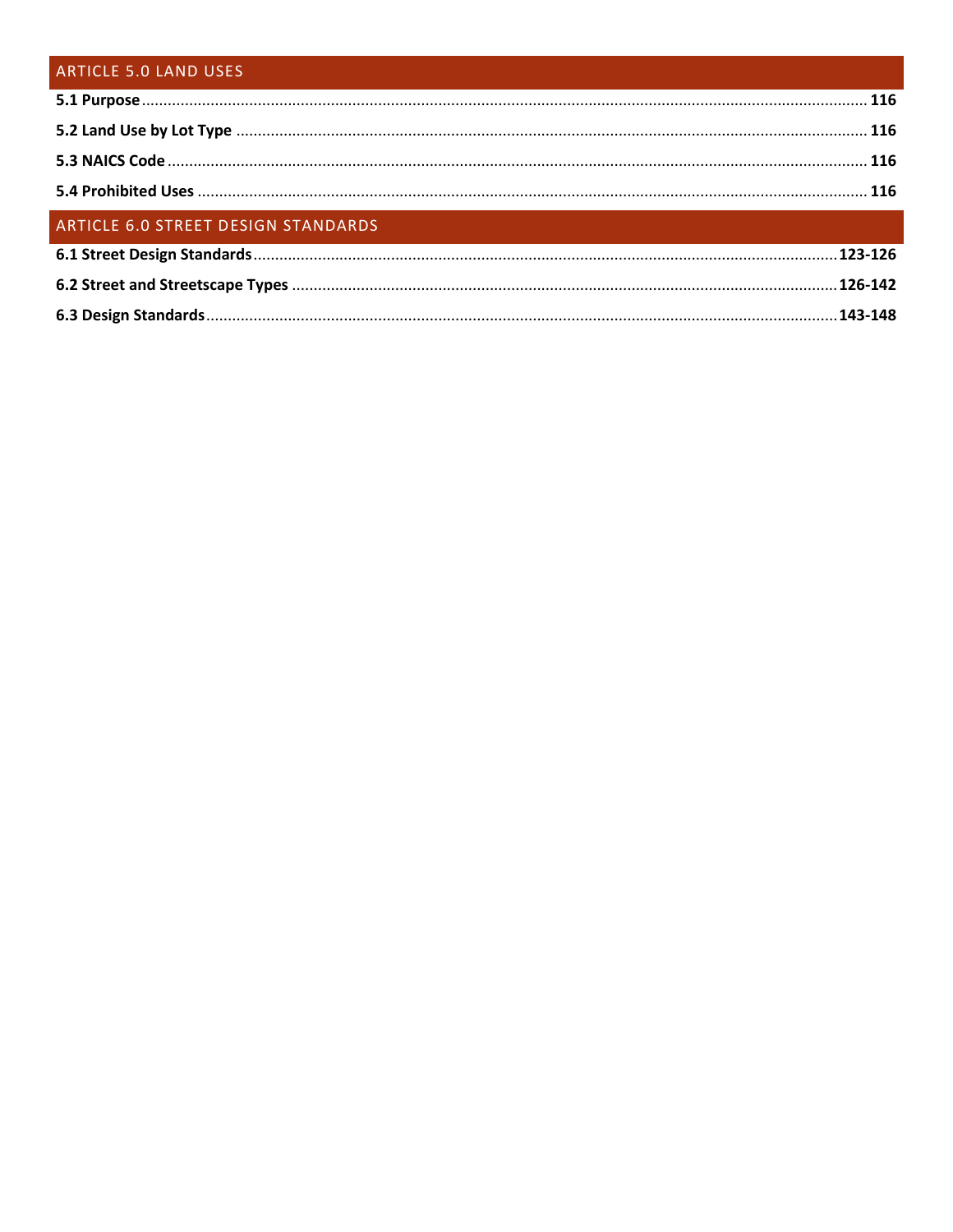## ARTICLE 5.0 LAND USES

**5.1 Purpose** ........ **116**

**5.2 Land Use by Lot Type** ........ **116**

**5.3 NAICS Code** ........ **116**

**5.4 Prohibited Uses** ........ **116**

## ARTICLE 6.0 STREET DESIGN STANDARDS

**6.1 Street Design Standards** ........ **123-126**

**6.2 Street and Streetscape Types** ........ **126-142**

**6.3 Design Standards** ........ **143-148**